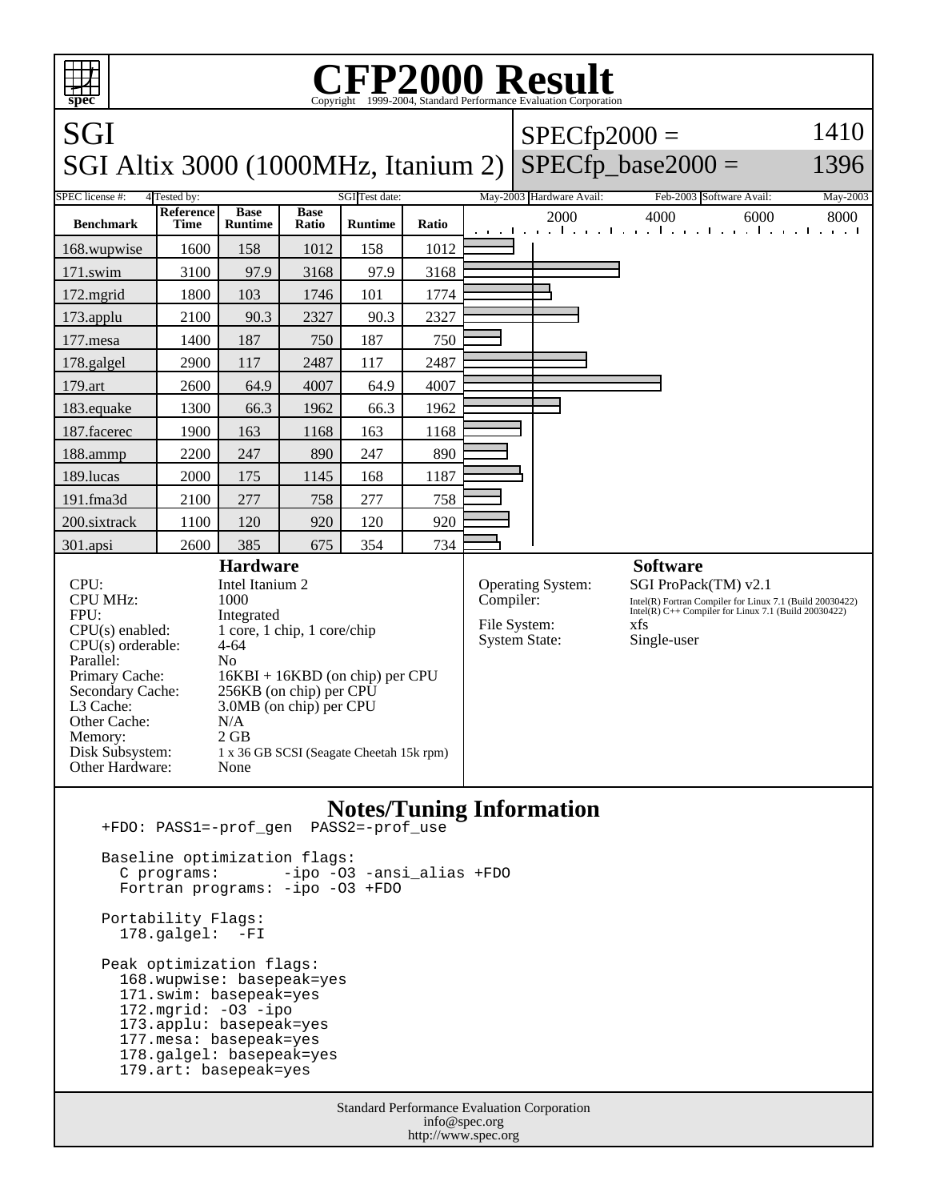# CFP2000 Result

Copyright 1999-2004, Standard Performance Evaluation Corporation

## SGI

## SGI Altix 3000 (1000MHz, Itanium 2)

SPECfp2000 = 1410

SPECfp_base2000 = 1396

| SPEC license #: | 4 | Tested by: | SGI | Test date: | May-2003 | Hardware Avail: | Feb-2003 | Software Avail: | May-2003 |
|---|---|---|---|---|---|---|---|---|---|

| Benchmark | Reference Time | Base Runtime | Base Ratio | Runtime | Ratio |
|---|---|---|---|---|---|
| 168.wupwise | 1600 | 158 | 1012 | 158 | 1012 |
| 171.swim | 3100 | 97.9 | 3168 | 97.9 | 3168 |
| 172.mgrid | 1800 | 103 | 1746 | 101 | 1774 |
| 173.applu | 2100 | 90.3 | 2327 | 90.3 | 2327 |
| 177.mesa | 1400 | 187 | 750 | 187 | 750 |
| 178.galgel | 2900 | 117 | 2487 | 117 | 2487 |
| 179.art | 2600 | 64.9 | 4007 | 64.9 | 4007 |
| 183.equake | 1300 | 66.3 | 1962 | 66.3 | 1962 |
| 187.facerec | 1900 | 163 | 1168 | 163 | 1168 |
| 188.ammp | 2200 | 247 | 890 | 247 | 890 |
| 189.lucas | 2000 | 175 | 1145 | 168 | 1187 |
| 191.fma3d | 2100 | 277 | 758 | 277 | 758 |
| 200.sixtrack | 1100 | 120 | 920 | 120 | 920 |
| 301.apsi | 2600 | 385 | 675 | 354 | 734 |

### Hardware

| | |
|---|---|
| CPU: | Intel Itanium 2 |
| CPU MHz: | 1000 |
| FPU: | Integrated |
| CPU(s) enabled: | 1 core, 1 chip, 1 core/chip |
| CPU(s) orderable: | 4-64 |
| Parallel: | No |
| Primary Cache: | 16KBI + 16KBD (on chip) per CPU |
| Secondary Cache: | 256KB (on chip) per CPU |
| L3 Cache: | 3.0MB (on chip) per CPU |
| Other Cache: | N/A |
| Memory: | 2 GB |
| Disk Subsystem: | 1 x 36 GB SCSI (Seagate Cheetah 15k rpm) |
| Other Hardware: | None |

### Software

| | |
|---|---|
| Operating System: | SGI ProPack(TM) v2.1 |
| Compiler: | Intel(R) Fortran Compiler for Linux 7.1 (Build 20030422) Intel(R) C++ Compiler for Linux 7.1 (Build 20030422) |
| File System: | xfs |
| System State: | Single-user |

### Notes/Tuning Information

```
+FDO: PASS1=-prof_gen  PASS2=-prof_use

Baseline optimization flags:
  C programs:       -ipo -O3 -ansi_alias +FDO
  Fortran programs: -ipo -O3 +FDO

Portability Flags:
  178.galgel:  -FI

Peak optimization flags:
  168.wupwise: basepeak=yes
  171.swim: basepeak=yes
  172.mgrid: -O3 -ipo
  173.applu: basepeak=yes
  177.mesa: basepeak=yes
  178.galgel: basepeak=yes
  179.art: basepeak=yes
```

Standard Performance Evaluation Corporation
info@spec.org
http://www.spec.org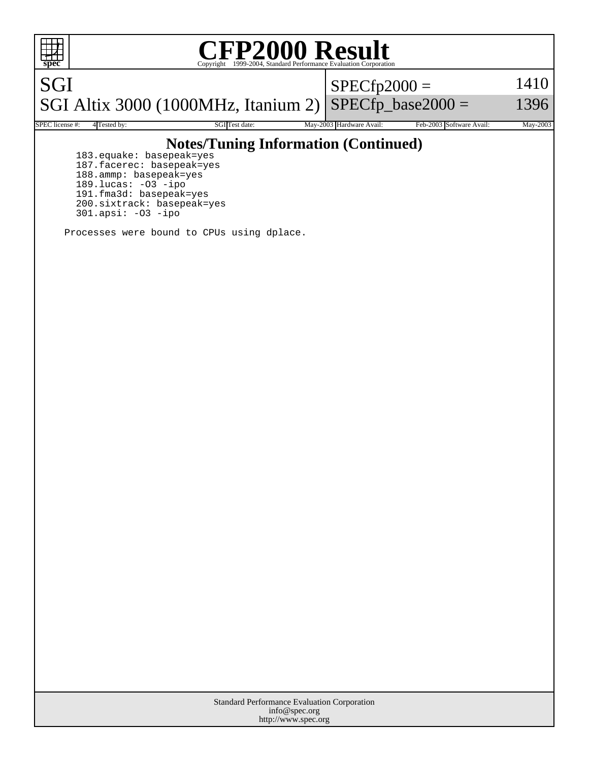# CFP2000 Result

Copyright 1999-2004, Standard Performance Evaluation Corporation

| | | | |
|---|---|---|---|
| SGI | | SPECfp2000 = | 1410 |
| SGI Altix 3000 (1000MHz, Itanium 2) | | SPECfp_base2000 = | 1396 |

| SPEC license #: | 4 | Tested by: | SGI | Test date: | May-2003 | Hardware Avail: | Feb-2003 | Software Avail: | May-2003 |
|---|---|---|---|---|---|---|---|---|---|

## Notes/Tuning Information (Continued)

```
  183.equake: basepeak=yes
  187.facerec: basepeak=yes
  188.ammp: basepeak=yes
  189.lucas: -O3 -ipo
  191.fma3d: basepeak=yes
  200.sixtrack: basepeak=yes
  301.apsi: -O3 -ipo

Processes were bound to CPUs using dplace.
```

Standard Performance Evaluation Corporation
info@spec.org
http://www.spec.org